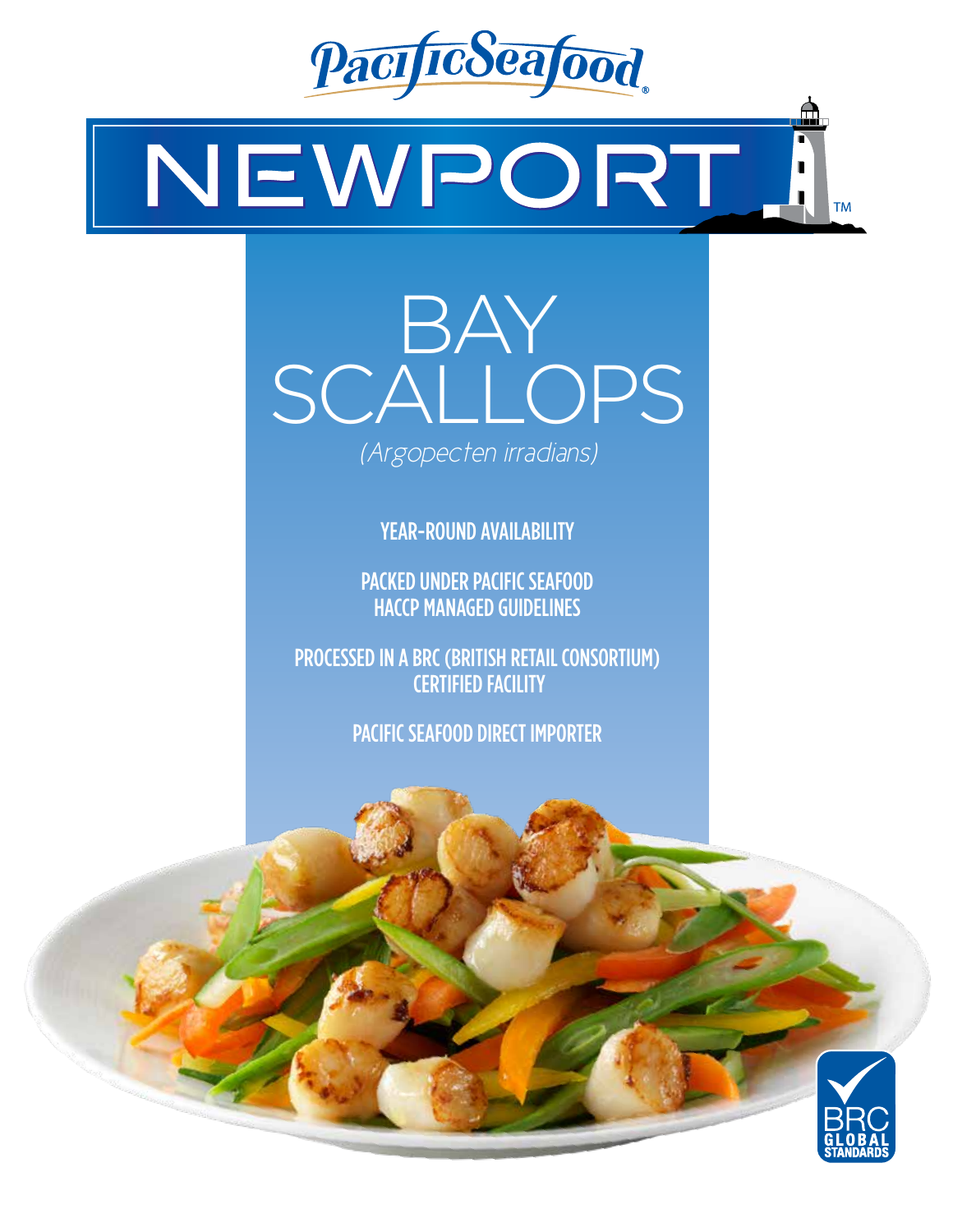PacificSeafood®

# NEWPORT™

## BAY SCALLOPS

*(Argopecten irradians)*

YEAR-ROUND AVAILABILITY

PACKED UNDER PACIFIC SEAFOOD HACCP MANAGED GUIDELINES

PROCESSED IN A BRC (BRITISH RETAIL CONSORTIUM) CERTIFIED FACILITY

PACIFIC SEAFOOD DIRECT IMPORTER

BRC GLOBAL STANDARDS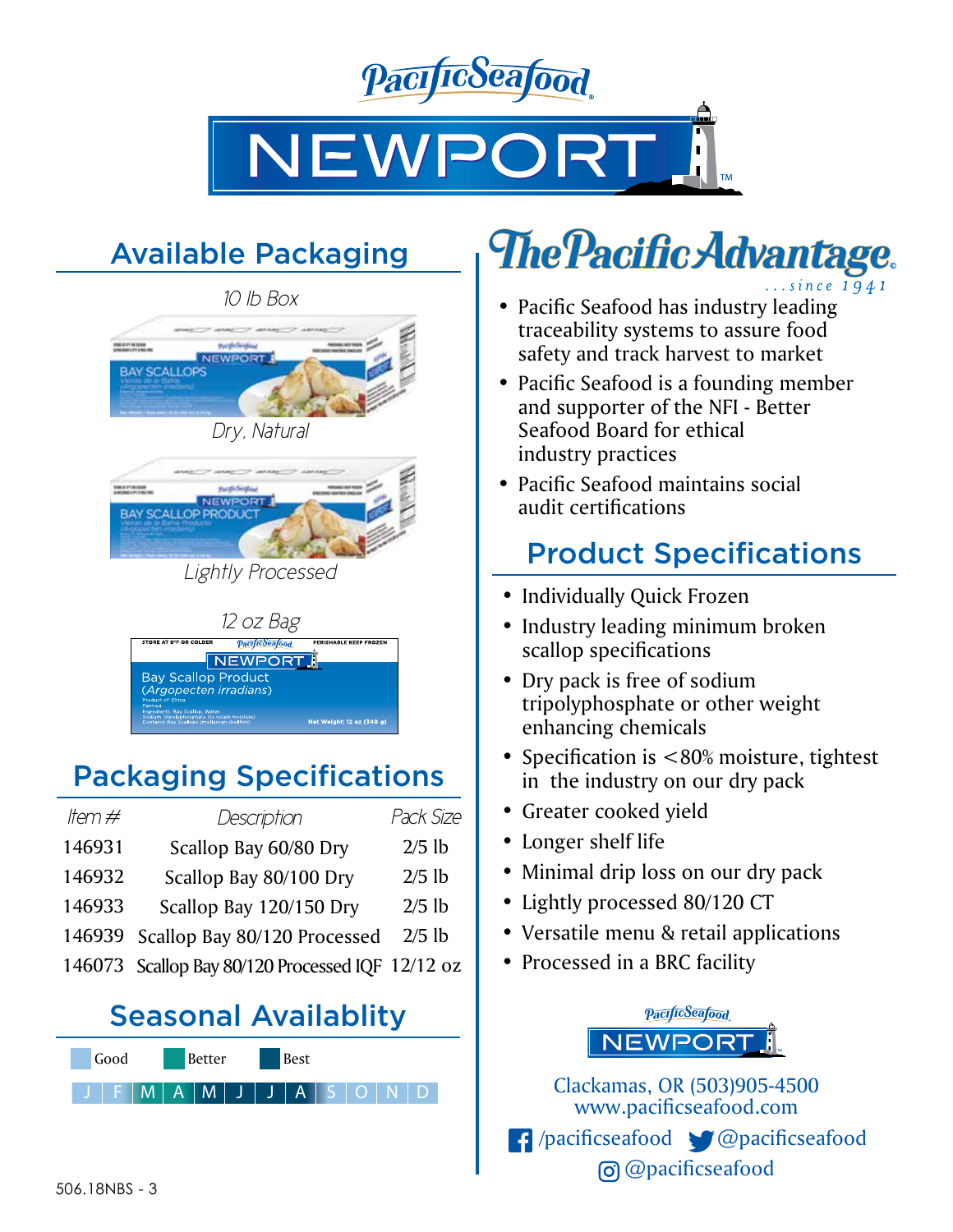# Pacific Seafood

# NEWPORT™

## Available Packaging

*10 lb Box*

*Dry, Natural*

*Lightly Processed*

*12 oz Bag*

## Packaging Specifications

| *Item #* | *Description* | *Pack Size* |
|---|---|---|
| 146931 | Scallop Bay 60/80 Dry | 2/5 lb |
| 146932 | Scallop Bay 80/100 Dry | 2/5 lb |
| 146933 | Scallop Bay 120/150 Dry | 2/5 lb |
| 146939 | Scallop Bay 80/120 Processed | 2/5 lb |
| 146073 | Scallop Bay 80/120 Processed IQF | 12/12 oz |

## Seasonal Availablity

Good Better Best

J F M A M J J A S O N D

## The Pacific Advantage

*...since 1941*

- Pacific Seafood has industry leading traceability systems to assure food safety and track harvest to market
- Pacific Seafood is a founding member and supporter of the NFI - Better Seafood Board for ethical industry practices
- Pacific Seafood maintains social audit certifications

## Product Specifications

- Individually Quick Frozen
- Industry leading minimum broken scallop specifications
- Dry pack is free of sodium tripolyphosphate or other weight enhancing chemicals
- Specification is <80% moisture, tightest in the industry on our dry pack
- Greater cooked yield
- Longer shelf life
- Minimal drip loss on our dry pack
- Lightly processed 80/120 CT
- Versatile menu & retail applications
- Processed in a BRC facility

Pacific Seafood NEWPORT

Clackamas, OR (503)905-4500
www.pacificseafood.com

/pacificseafood @pacificseafood

@pacificseafood

506.18NBS - 3